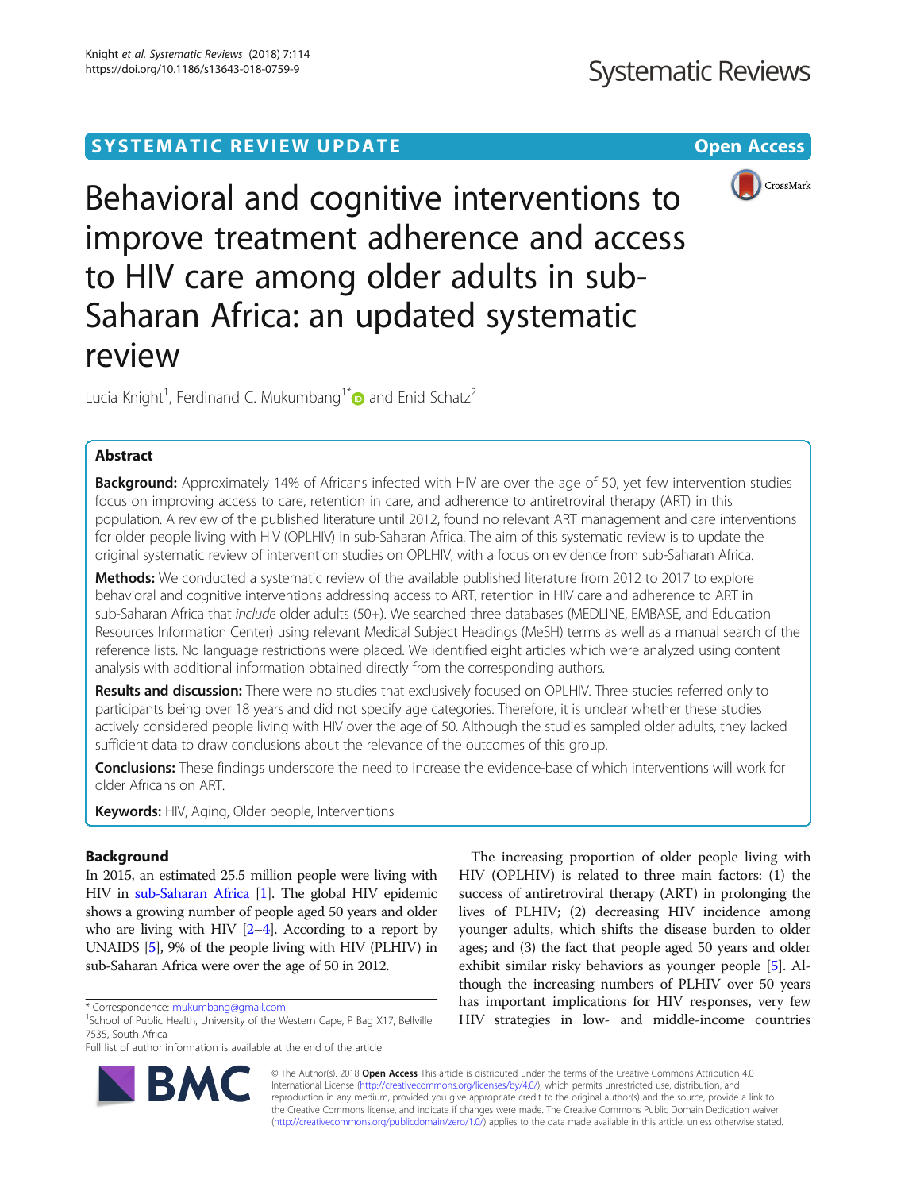SYSTEMATIC REVIEW UPDATE

Open Access

# Behavioral and cognitive interventions to improve treatment adherence and access to HIV care among older adults in sub-Saharan Africa: an updated systematic review

Lucia Knight[1], Ferdinand C. Mukumbang[1*] and Enid Schatz[2]

## Abstract

**Background:** Approximately 14% of Africans infected with HIV are over the age of 50, yet few intervention studies focus on improving access to care, retention in care, and adherence to antiretroviral therapy (ART) in this population. A review of the published literature until 2012, found no relevant ART management and care interventions for older people living with HIV (OPLHIV) in sub-Saharan Africa. The aim of this systematic review is to update the original systematic review of intervention studies on OPLHIV, with a focus on evidence from sub-Saharan Africa.

**Methods:** We conducted a systematic review of the available published literature from 2012 to 2017 to explore behavioral and cognitive interventions addressing access to ART, retention in HIV care and adherence to ART in sub-Saharan Africa that *include* older adults (50+). We searched three databases (MEDLINE, EMBASE, and Education Resources Information Center) using relevant Medical Subject Headings (MeSH) terms as well as a manual search of the reference lists. No language restrictions were placed. We identified eight articles which were analyzed using content analysis with additional information obtained directly from the corresponding authors.

**Results and discussion:** There were no studies that exclusively focused on OPLHIV. Three studies referred only to participants being over 18 years and did not specify age categories. Therefore, it is unclear whether these studies actively considered people living with HIV over the age of 50. Although the studies sampled older adults, they lacked sufficient data to draw conclusions about the relevance of the outcomes of this group.

**Conclusions:** These findings underscore the need to increase the evidence-base of which interventions will work for older Africans on ART.

**Keywords:** HIV, Aging, Older people, Interventions

## Background

In 2015, an estimated 25.5 million people were living with HIV in sub-Saharan Africa [1]. The global HIV epidemic shows a growing number of people aged 50 years and older who are living with HIV [2–4]. According to a report by UNAIDS [5], 9% of the people living with HIV (PLHIV) in sub-Saharan Africa were over the age of 50 in 2012.

The increasing proportion of older people living with HIV (OPLHIV) is related to three main factors: (1) the success of antiretroviral therapy (ART) in prolonging the lives of PLHIV; (2) decreasing HIV incidence among younger adults, which shifts the disease burden to older ages; and (3) the fact that people aged 50 years and older exhibit similar risky behaviors as younger people [5]. Although the increasing numbers of PLHIV over 50 years has important implications for HIV responses, very few HIV strategies in low- and middle-income countries

\* Correspondence: mukumbang@gmail.com
[1]School of Public Health, University of the Western Cape, P Bag X17, Bellville 7535, South Africa
Full list of author information is available at the end of the article

© The Author(s). 2018 **Open Access** This article is distributed under the terms of the Creative Commons Attribution 4.0 International License (http://creativecommons.org/licenses/by/4.0/), which permits unrestricted use, distribution, and reproduction in any medium, provided you give appropriate credit to the original author(s) and the source, provide a link to the Creative Commons license, and indicate if changes were made. The Creative Commons Public Domain Dedication waiver (http://creativecommons.org/publicdomain/zero/1.0/) applies to the data made available in this article, unless otherwise stated.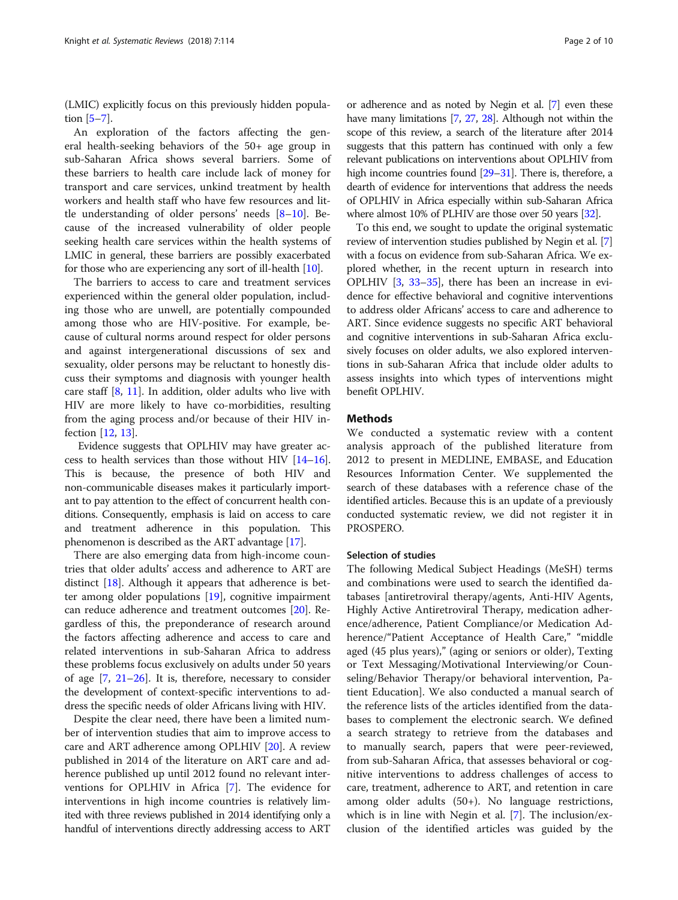(LMIC) explicitly focus on this previously hidden population [5–7].

An exploration of the factors affecting the general health-seeking behaviors of the 50+ age group in sub-Saharan Africa shows several barriers. Some of these barriers to health care include lack of money for transport and care services, unkind treatment by health workers and health staff who have few resources and little understanding of older persons' needs [8–10]. Because of the increased vulnerability of older people seeking health care services within the health systems of LMIC in general, these barriers are possibly exacerbated for those who are experiencing any sort of ill-health [10].

The barriers to access to care and treatment services experienced within the general older population, including those who are unwell, are potentially compounded among those who are HIV-positive. For example, because of cultural norms around respect for older persons and against intergenerational discussions of sex and sexuality, older persons may be reluctant to honestly discuss their symptoms and diagnosis with younger health care staff [8, 11]. In addition, older adults who live with HIV are more likely to have co-morbidities, resulting from the aging process and/or because of their HIV infection [12, 13].

Evidence suggests that OPLHIV may have greater access to health services than those without HIV [14–16]. This is because, the presence of both HIV and non-communicable diseases makes it particularly important to pay attention to the effect of concurrent health conditions. Consequently, emphasis is laid on access to care and treatment adherence in this population. This phenomenon is described as the ART advantage [17].

There are also emerging data from high-income countries that older adults' access and adherence to ART are distinct [18]. Although it appears that adherence is better among older populations [19], cognitive impairment can reduce adherence and treatment outcomes [20]. Regardless of this, the preponderance of research around the factors affecting adherence and access to care and related interventions in sub-Saharan Africa to address these problems focus exclusively on adults under 50 years of age [7, 21–26]. It is, therefore, necessary to consider the development of context-specific interventions to address the specific needs of older Africans living with HIV.

Despite the clear need, there have been a limited number of intervention studies that aim to improve access to care and ART adherence among OPLHIV [20]. A review published in 2014 of the literature on ART care and adherence published up until 2012 found no relevant interventions for OPLHIV in Africa [7]. The evidence for interventions in high income countries is relatively limited with three reviews published in 2014 identifying only a handful of interventions directly addressing access to ART or adherence and as noted by Negin et al. [7] even these have many limitations [7, 27, 28]. Although not within the scope of this review, a search of the literature after 2014 suggests that this pattern has continued with only a few relevant publications on interventions about OPLHIV from high income countries found [29–31]. There is, therefore, a dearth of evidence for interventions that address the needs of OPLHIV in Africa especially within sub-Saharan Africa where almost 10% of PLHIV are those over 50 years [32].

To this end, we sought to update the original systematic review of intervention studies published by Negin et al. [7] with a focus on evidence from sub-Saharan Africa. We explored whether, in the recent upturn in research into OPLHIV [3, 33–35], there has been an increase in evidence for effective behavioral and cognitive interventions to address older Africans' access to care and adherence to ART. Since evidence suggests no specific ART behavioral and cognitive interventions in sub-Saharan Africa exclusively focuses on older adults, we also explored interventions in sub-Saharan Africa that include older adults to assess insights into which types of interventions might benefit OPLHIV.

## Methods

We conducted a systematic review with a content analysis approach of the published literature from 2012 to present in MEDLINE, EMBASE, and Education Resources Information Center. We supplemented the search of these databases with a reference chase of the identified articles. Because this is an update of a previously conducted systematic review, we did not register it in PROSPERO.

### Selection of studies

The following Medical Subject Headings (MeSH) terms and combinations were used to search the identified databases [antiretroviral therapy/agents, Anti-HIV Agents, Highly Active Antiretroviral Therapy, medication adherence/adherence, Patient Compliance/or Medication Adherence/"Patient Acceptance of Health Care," "middle aged (45 plus years)," (aging or seniors or older), Texting or Text Messaging/Motivational Interviewing/or Counseling/Behavior Therapy/or behavioral intervention, Patient Education]. We also conducted a manual search of the reference lists of the articles identified from the databases to complement the electronic search. We defined a search strategy to retrieve from the databases and to manually search, papers that were peer-reviewed, from sub-Saharan Africa, that assesses behavioral or cognitive interventions to address challenges of access to care, treatment, adherence to ART, and retention in care among older adults (50+). No language restrictions, which is in line with Negin et al. [7]. The inclusion/exclusion of the identified articles was guided by the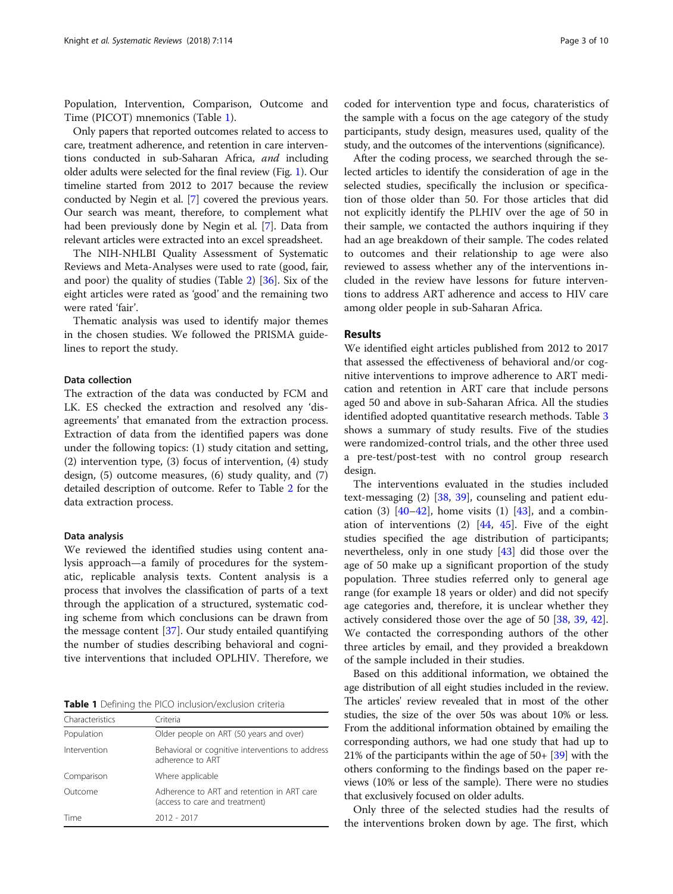Population, Intervention, Comparison, Outcome and Time (PICOT) mnemonics (Table 1).

Only papers that reported outcomes related to access to care, treatment adherence, and retention in care interventions conducted in sub-Saharan Africa, *and* including older adults were selected for the final review (Fig. 1). Our timeline started from 2012 to 2017 because the review conducted by Negin et al. [7] covered the previous years. Our search was meant, therefore, to complement what had been previously done by Negin et al. [7]. Data from relevant articles were extracted into an excel spreadsheet.

The NIH-NHLBI Quality Assessment of Systematic Reviews and Meta-Analyses were used to rate (good, fair, and poor) the quality of studies (Table 2) [36]. Six of the eight articles were rated as 'good' and the remaining two were rated 'fair'.

Thematic analysis was used to identify major themes in the chosen studies. We followed the PRISMA guidelines to report the study.

### Data collection

The extraction of the data was conducted by FCM and LK. ES checked the extraction and resolved any 'disagreements' that emanated from the extraction process. Extraction of data from the identified papers was done under the following topics: (1) study citation and setting, (2) intervention type, (3) focus of intervention, (4) study design, (5) outcome measures, (6) study quality, and (7) detailed description of outcome. Refer to Table 2 for the data extraction process.

### Data analysis

We reviewed the identified studies using content analysis approach—a family of procedures for the systematic, replicable analysis texts. Content analysis is a process that involves the classification of parts of a text through the application of a structured, systematic coding scheme from which conclusions can be drawn from the message content [37]. Our study entailed quantifying the number of studies describing behavioral and cognitive interventions that included OPLHIV. Therefore, we coded for intervention type and focus, charateristics of the sample with a focus on the age category of the study participants, study design, measures used, quality of the study, and the outcomes of the interventions (significance).

After the coding process, we searched through the selected articles to identify the consideration of age in the selected studies, specifically the inclusion or specification of those older than 50. For those articles that did not explicitly identify the PLHIV over the age of 50 in their sample, we contacted the authors inquiring if they had an age breakdown of their sample. The codes related to outcomes and their relationship to age were also reviewed to assess whether any of the interventions included in the review have lessons for future interventions to address ART adherence and access to HIV care among older people in sub-Saharan Africa.

**Table 1** Defining the PICO inclusion/exclusion criteria

| Characteristics | Criteria |
|---|---|
| Population | Older people on ART (50 years and over) |
| Intervention | Behavioral or cognitive interventions to address adherence to ART |
| Comparison | Where applicable |
| Outcome | Adherence to ART and retention in ART care (access to care and treatment) |
| Time | 2012 - 2017 |

## Results

We identified eight articles published from 2012 to 2017 that assessed the effectiveness of behavioral and/or cognitive interventions to improve adherence to ART medication and retention in ART care that include persons aged 50 and above in sub-Saharan Africa. All the studies identified adopted quantitative research methods. Table 3 shows a summary of study results. Five of the studies were randomized-control trials, and the other three used a pre-test/post-test with no control group research design.

The interventions evaluated in the studies included text-messaging (2) [38, 39], counseling and patient education (3) [40–42], home visits (1) [43], and a combination of interventions (2) [44, 45]. Five of the eight studies specified the age distribution of participants; nevertheless, only in one study [43] did those over the age of 50 make up a significant proportion of the study population. Three studies referred only to general age range (for example 18 years or older) and did not specify age categories and, therefore, it is unclear whether they actively considered those over the age of 50 [38, 39, 42]. We contacted the corresponding authors of the other three articles by email, and they provided a breakdown of the sample included in their studies.

Based on this additional information, we obtained the age distribution of all eight studies included in the review. The articles' review revealed that in most of the other studies, the size of the over 50s was about 10% or less. From the additional information obtained by emailing the corresponding authors, we had one study that had up to 21% of the participants within the age of 50+ [39] with the others conforming to the findings based on the paper reviews (10% or less of the sample). There were no studies that exclusively focused on older adults.

Only three of the selected studies had the results of the interventions broken down by age. The first, which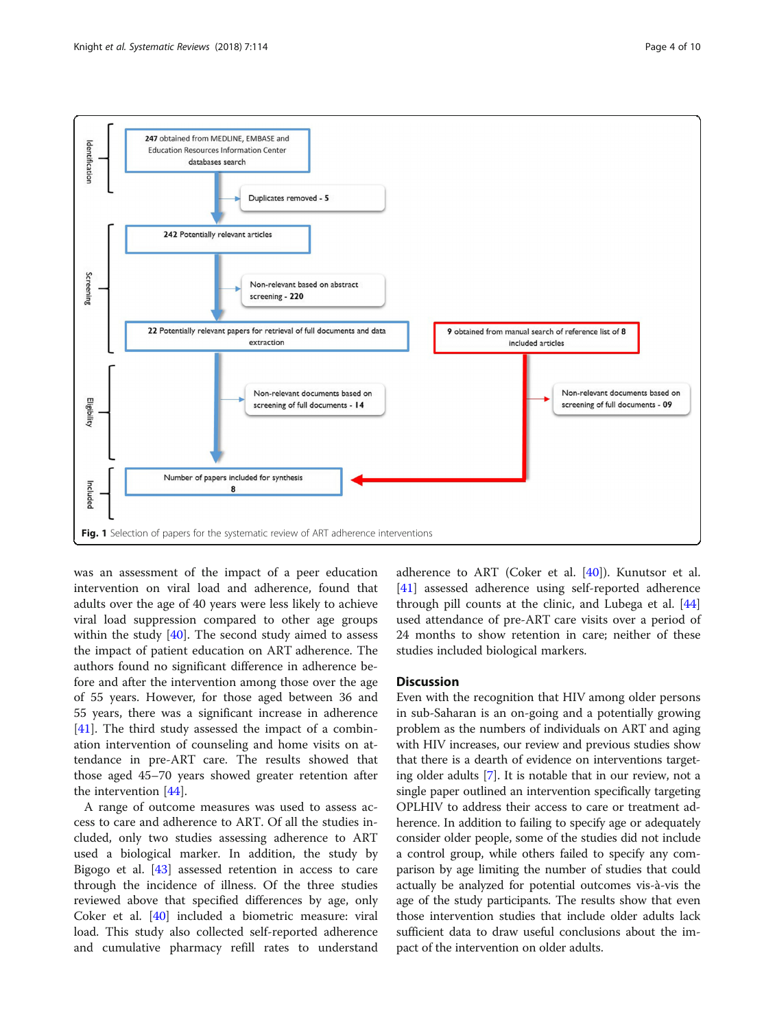247 obtained from MEDLINE, EMBASE and Education Resources Information Center databases search

Duplicates removed - 5

242 Potentially relevant articles

Non-relevant based on abstract screening - 220

22 Potentially relevant papers for retrieval of full documents and data extraction

9 obtained from manual search of reference list of 8 included articles

Non-relevant documents based on screening of full documents - 14

Non-relevant documents based on screening of full documents - 09

Number of papers included for synthesis 8

Identification | Screening | Eligibility | Included

**Fig. 1** Selection of papers for the systematic review of ART adherence interventions

was an assessment of the impact of a peer education intervention on viral load and adherence, found that adults over the age of 40 years were less likely to achieve viral load suppression compared to other age groups within the study [40]. The second study aimed to assess the impact of patient education on ART adherence. The authors found no significant difference in adherence before and after the intervention among those over the age of 55 years. However, for those aged between 36 and 55 years, there was a significant increase in adherence [41]. The third study assessed the impact of a combination intervention of counseling and home visits on attendance in pre-ART care. The results showed that those aged 45–70 years showed greater retention after the intervention [44].

A range of outcome measures was used to assess access to care and adherence to ART. Of all the studies included, only two studies assessing adherence to ART used a biological marker. In addition, the study by Bigogo et al. [43] assessed retention in access to care through the incidence of illness. Of the three studies reviewed above that specified differences by age, only Coker et al. [40] included a biometric measure: viral load. This study also collected self-reported adherence and cumulative pharmacy refill rates to understand adherence to ART (Coker et al. [40]). Kunutsor et al. [41] assessed adherence using self-reported adherence through pill counts at the clinic, and Lubega et al. [44] used attendance of pre-ART care visits over a period of 24 months to show retention in care; neither of these studies included biological markers.

## Discussion

Even with the recognition that HIV among older persons in sub-Saharan is an on-going and a potentially growing problem as the numbers of individuals on ART and aging with HIV increases, our review and previous studies show that there is a dearth of evidence on interventions targeting older adults [7]. It is notable that in our review, not a single paper outlined an intervention specifically targeting OPLHIV to address their access to care or treatment adherence. In addition to failing to specify age or adequately consider older people, some of the studies did not include a control group, while others failed to specify any comparison by age limiting the number of studies that could actually be analyzed for potential outcomes vis-à-vis the age of the study participants. The results show that even those intervention studies that include older adults lack sufficient data to draw useful conclusions about the impact of the intervention on older adults.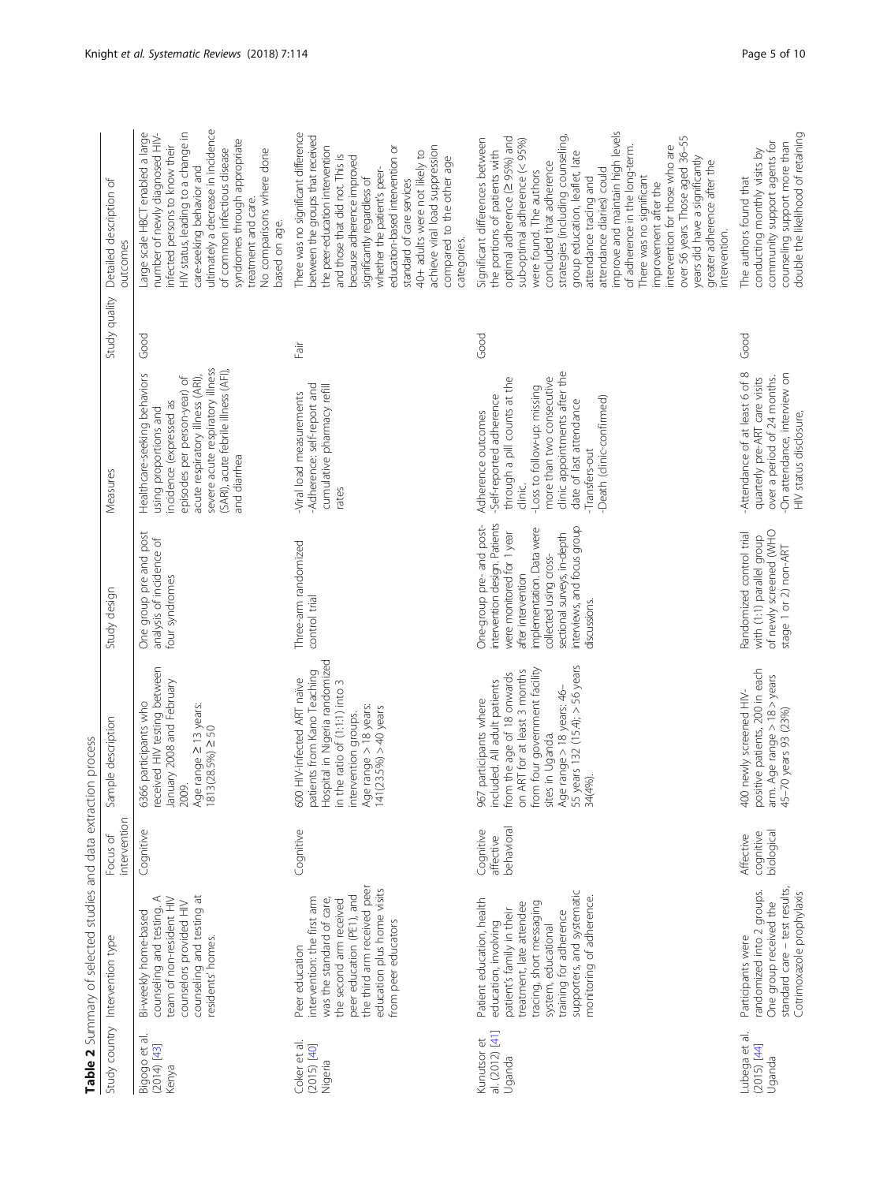**Table 2** Summary of selected studies and data extraction process

| Study country | Intervention type | Focus of intervention | Sample description | Study design | Measures | Study quality | Detailed description of outcomes |
|---|---|---|---|---|---|---|---|
| Bigogo et al. (2014) [43] Kenya | Bi-weekly home-based counseling and testing. A team of non-resident HIV counselors provided HIV counseling and testing at residents' homes. | Cognitive | 6366 participants who received HIV testing between January 2008 and February 2009. Age range ≥ 13 years: 1813(28.5%) ≥ 50 | One group pre and post analysis of incidence of four syndromes | Healthcare-seeking behaviors using proportions and incidence (expressed as episodes per person-year) of acute respiratory illness (ARI), severe acute respiratory illness (SARI), acute febrile illness (AFI), and diarrhea | Good | Large scale HBCT enabled a large number of newly diagnosed HIV-infected persons to know their HIV status, leading to a change in care-seeking behavior and ultimately a decrease in incidence of common infectious disease syndromes through appropriate treatment and care. No comparisons where done based on age. |
| Coker et al. (2015) [40] Nigeria | Peer education intervention: the first arm was the standard of care, the second arm received peer education (PE1), and the third arm received peer education plus home visits from peer educators | Cognitive | 600 HIV-infected ART naïve patients from Kano Teaching Hospital in Nigeria randomized in the ratio of (1:1:1) into 3 intervention groups. Age range > 18 years: 141(23.5%) > 40 years | Three-arm randomized control trial | -Viral load measurements -Adherence: self-report and cumulative pharmacy refill rates | Fair | There was no significant difference between the groups that received the peer-education intervention and those that did not. This is because adherence improved significantly regardless of whether the patient's peer-education-based intervention or standard of care services 40+ adults were not likely to achieve viral load suppression compared to the other age categories. |
| Kunutsor et al. (2012) [41] Uganda | Patient education, health education, involving patient's family in their treatment, late attendee tracing, short messaging system, educational training for adherence supporters, and systematic monitoring of adherence. | Cognitive affective behavioral | 967 participants where included. All adult patients from the age of 18 onwards on ART for at least 3 months from four government facility sites in Uganda. Age range > 18 years: 46–55 years 132 (15.4); > 56 years 34(4%). | One-group pre- and post-intervention design. Patients were monitored for 1 year after intervention implementation. Data were collected using cross-sectional surveys, in-depth interviews, and focus group discussions. | Adherence outcomes -Self-reported adherence through a pill counts at the clinic. -Loss to follow-up: missing more than two consecutive clinic appointments after the date of last attendance -Transfers-out -Death (clinic-confirmed) | Good | Significant differences between the portions of patients with optimal adherence (≥ 95%) and sub-optimal adherence (< 95%) were found. The authors concluded that adherence strategies (including counseling, group education, leaflet, late attendance tracing and attendance diaries) could improve and maintain high levels of adherence in the long-term. There was no significant improvement after the intervention for those who are over 56 years. Those aged 36–55 years did have a significantly greater adherence after the intervention. |
| Lubega et al. (2015) [44] Uganda | Participants were randomized into 2 groups. One group received the standard care – test results, Cotrimoxazole prophylaxis | Affective cognitive biological | 400 newly screened HIV-positive patients, 200 in each arm. Age range > 18 > years 45–70 years 93 (23%) | Randomized control trial with (1:1) parallel group of newly screened (WHO stage 1 or 2) non-ART | -Attendance of at least 6 of 8 quarterly pre-ART care visits over a period of 24 months. -On attendance, interview on HIV status disclosure, | Good | The authors found that conducting monthly visits by community support agents for counseling support more than double the likelihood of retaining |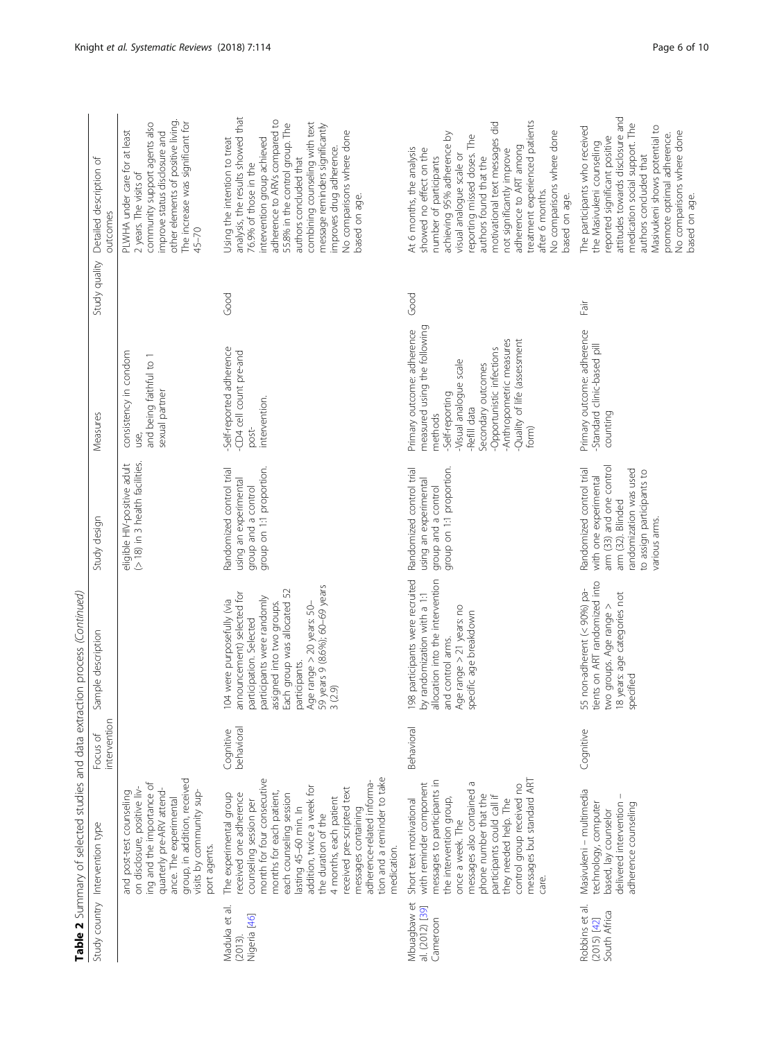**Table 2** Summary of selected studies and data extraction process *(Continued)*

| Study country | Intervention type | Focus of intervention | Sample description | Study design | Measures | Study quality | Detailed description of outcomes |
|---|---|---|---|---|---|---|---|
| | and post-test counseling on disclosure, positive living and the importance of quarterly pre-ARV attendance. The experimental group, in addition, received visits by community support agents. | | | eligible HIV-positive adult (> 18) in 3 health facilities. | consistency in condom use, and being faithful to 1 sexual partner | | PLWHA under care for at least 2 years. The visits of community support agents also improve status disclosure and other elements of positive living. The increase was significant for 45–70 |
| Maduka et al. (2013). Nigeria [46] | The experimental group received one adherence counseling session per month for four consecutive months for each patient, each counseling session lasting 45–60 min. In addition, twice a week for the duration of the 4 months, each patient received pre-scripted text messages containing adherence-related information and a reminder to take medication. | Cognitive behavioral | 104 were purposefully (via announcement) selected for participation. Selected participants were randomly assigned into two groups. Each group was allocated 52 participants. Age range > 20 years: 50–59 years 9 (8.6%); 60–69 years 3 (2.9) | Randomized control trial using an experimental group and a control group on 1:1 proportion. | -Self-reported adherence<br>-CD4 cell count pre-and post-intervention. | Good | Using the intention to treat analysis, the results showed that 76.9% of those in the intervention group achieved adherence to ARVs compared to 55.8% in the control group. The authors concluded that combining counseling with text message reminders significantly improves drug adherence. No comparisons where done based on age. |
| Mbuagbaw et al. (2012) [39] Cameroon | Short text motivational with reminder component messages to participants in the intervention group, once a week. The messages also contained a phone number that the participants could call if they needed help. The control group received no messages but standard ART care. | Behavioral | 198 participants were recruited by randomization with a 1:1 allocation into the intervention and control arms. Age range > 21 years: no specific age breakdown | Randomized control trial using an experimental group and a control group on 1:1 proportion. | Primary outcome: adherence measured using the following methods<br>-Self-reporting<br>-Visual analogue scale<br>-Refill data<br>Secondary outcomes<br>-Opportunistic infections<br>-Anthropometric measures<br>-Quality of life (assessment form) | Good | At 6 months, the analysis showed no effect on the number of participants achieving 95% adherence by visual analogue scale or reporting missed doses. The authors found that the motivational text messages did not significantly improve adherence to ART among treatment experienced patients after 6 months. No comparisons where done based on age. |
| Robbins et al. (2015) [42] South Africa | Masivukeni – multimedia technology, computer based, lay counselor delivered intervention – adherence counseling | Cognitive | 55 non-adherent (< 90%) patients on ART randomized into two groups. Age range > 18 years: age categories not specified | Randomized control trial with one experimental arm (33) and one control arm (32). Blinded randomization was used to assign participants to various arms. | Primary outcome: adherence<br>-Standard clinic-based pill counting | Fair | The participants who received the Masivukeni counseling reported significant positive attitudes towards disclosure and medication social support. The authors concluded that Masivukeni shows potential to promote optimal adherence. No comparisons where done based on age. |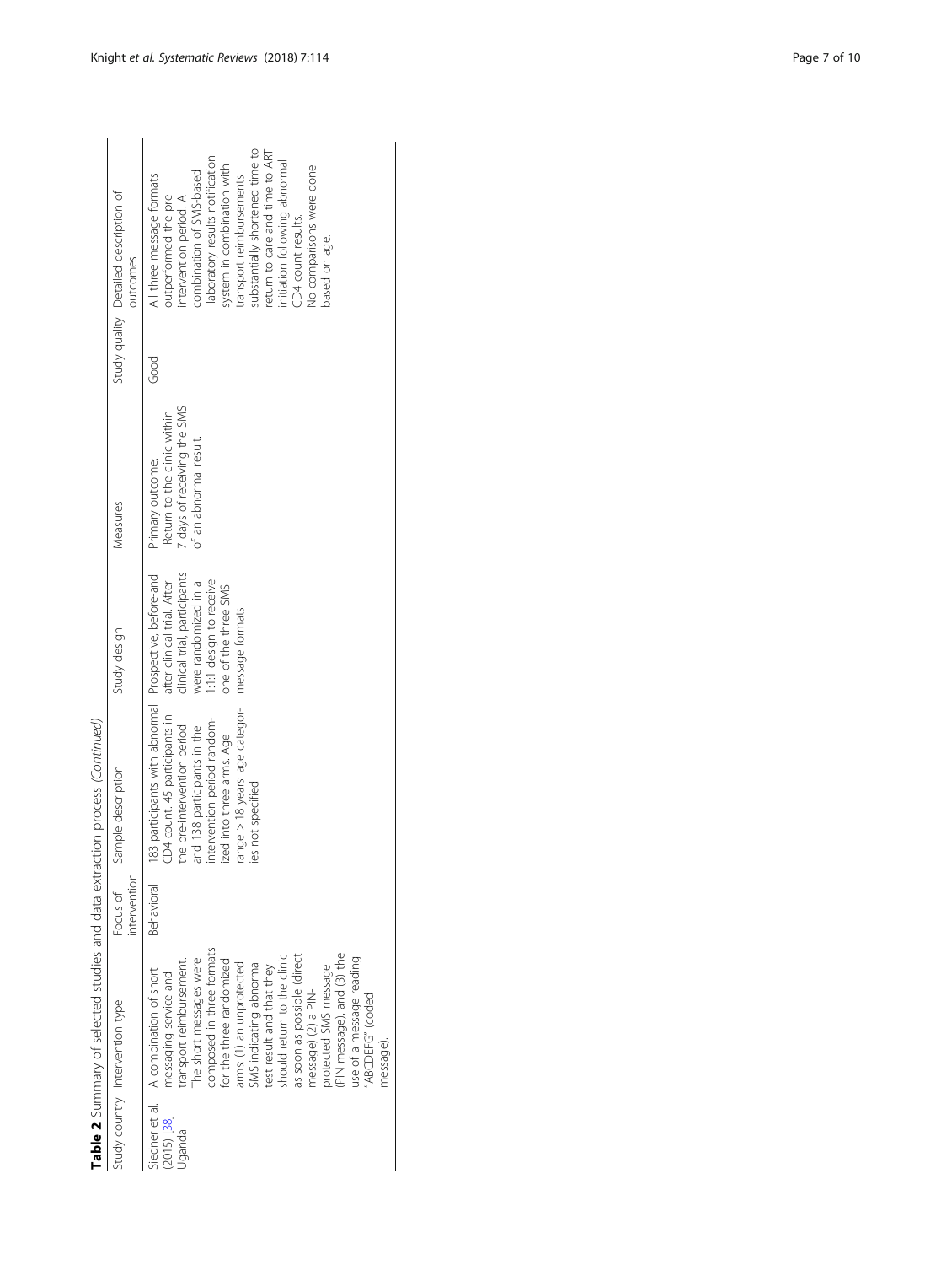**Table 2** Summary of selected studies and data extraction process *(Continued)*

| Study country | Intervention type | Focus of intervention | Sample description | Study design | Measures | Study quality | Detailed description of outcomes |
|---|---|---|---|---|---|---|---|
| Siedner et al. (2015) [38] Uganda | A combination of short messaging service and transport reimbursement. The short messages were composed in three formats for the three randomized arms: (1) an unprotected SMS indicating abnormal test result and that they should return to the clinic as soon as possible (direct message) (2) a PIN-protected SMS message (PIN message), and (3) the use of a message reading "ABCDEFG" (coded message). | Behavioral | 183 participants with abnormal CD4 count. 45 participants in the pre-intervention period and 138 participants in the intervention period randomized into three arms. Age range > 18 years: age categories not specified | Prospective, before-and after clinical trial. After clinical trial, participants were randomized in a 1:1:1 design to receive one of the three SMS message formats. | Primary outcome: -Return to the clinic within 7 days of receiving the SMS of an abnormal result. | Good | All three message formats outperformed the pre-intervention period. A combination of SMS-based laboratory results notification system in combination with transport reimbursements substantially shortened time to return to care and time to ART initiation following abnormal CD4 count results. No comparisons were done based on age. |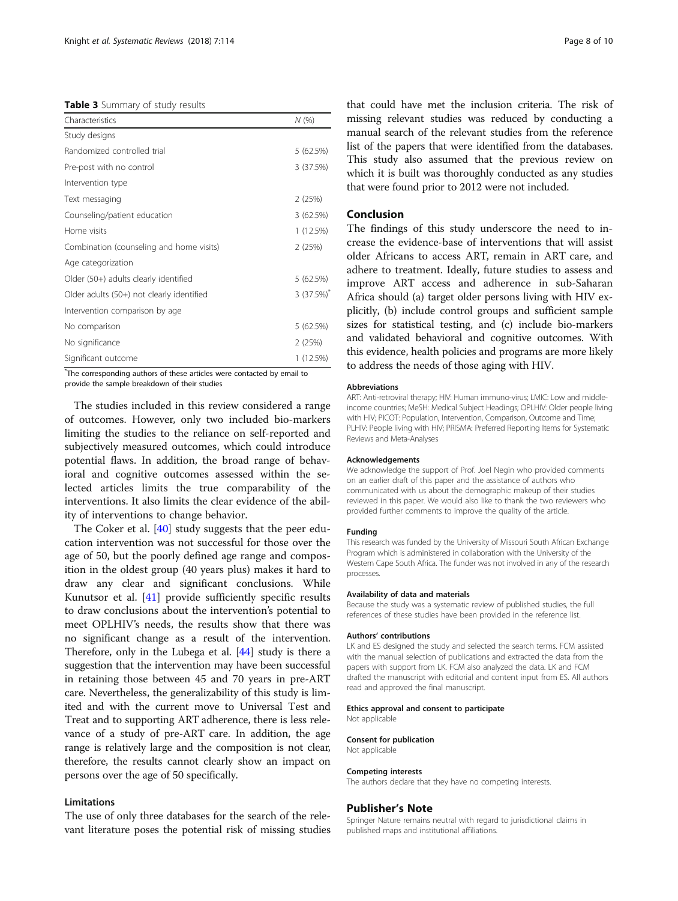**Table 3** Summary of study results

| Characteristics | N (%) |
|---|---|
| Study designs | |
| Randomized controlled trial | 5 (62.5%) |
| Pre-post with no control | 3 (37.5%) |
| Intervention type | |
| Text messaging | 2 (25%) |
| Counseling/patient education | 3 (62.5%) |
| Home visits | 1 (12.5%) |
| Combination (counseling and home visits) | 2 (25%) |
| Age categorization | |
| Older (50+) adults clearly identified | 5 (62.5%) |
| Older adults (50+) not clearly identified | 3 (37.5%)* |
| Intervention comparison by age | |
| No comparison | 5 (62.5%) |
| No significance | 2 (25%) |
| Significant outcome | 1 (12.5%) |

*The corresponding authors of these articles were contacted by email to provide the sample breakdown of their studies

The studies included in this review considered a range of outcomes. However, only two included bio-markers limiting the studies to the reliance on self-reported and subjectively measured outcomes, which could introduce potential flaws. In addition, the broad range of behavioral and cognitive outcomes assessed within the selected articles limits the true comparability of the interventions. It also limits the clear evidence of the ability of interventions to change behavior.

The Coker et al. [40] study suggests that the peer education intervention was not successful for those over the age of 50, but the poorly defined age range and composition in the oldest group (40 years plus) makes it hard to draw any clear and significant conclusions. While Kunutsor et al. [41] provide sufficiently specific results to draw conclusions about the intervention's potential to meet OPLHIV's needs, the results show that there was no significant change as a result of the intervention. Therefore, only in the Lubega et al. [44] study is there a suggestion that the intervention may have been successful in retaining those between 45 and 70 years in pre-ART care. Nevertheless, the generalizability of this study is limited and with the current move to Universal Test and Treat and to supporting ART adherence, there is less relevance of a study of pre-ART care. In addition, the age range is relatively large and the composition is not clear, therefore, the results cannot clearly show an impact on persons over the age of 50 specifically.

### Limitations

The use of only three databases for the search of the relevant literature poses the potential risk of missing studies that could have met the inclusion criteria. The risk of missing relevant studies was reduced by conducting a manual search of the relevant studies from the reference list of the papers that were identified from the databases. This study also assumed that the previous review on which it is built was thoroughly conducted as any studies that were found prior to 2012 were not included.

## Conclusion

The findings of this study underscore the need to increase the evidence-base of interventions that will assist older Africans to access ART, remain in ART care, and adhere to treatment. Ideally, future studies to assess and improve ART access and adherence in sub-Saharan Africa should (a) target older persons living with HIV explicitly, (b) include control groups and sufficient sample sizes for statistical testing, and (c) include bio-markers and validated behavioral and cognitive outcomes. With this evidence, health policies and programs are more likely to address the needs of those aging with HIV.

#### Abbreviations

ART: Anti-retroviral therapy; HIV: Human immuno-virus; LMIC: Low and middle-income countries; MeSH: Medical Subject Headings; OPLHIV: Older people living with HIV; PICOT: Population, Intervention, Comparison, Outcome and Time; PLHIV: People living with HIV; PRISMA: Preferred Reporting Items for Systematic Reviews and Meta-Analyses

#### Acknowledgements

We acknowledge the support of Prof. Joel Negin who provided comments on an earlier draft of this paper and the assistance of authors who communicated with us about the demographic makeup of their studies reviewed in this paper. We would also like to thank the two reviewers who provided further comments to improve the quality of the article.

#### Funding

This research was funded by the University of Missouri South African Exchange Program which is administered in collaboration with the University of the Western Cape South Africa. The funder was not involved in any of the research processes.

#### Availability of data and materials

Because the study was a systematic review of published studies, the full references of these studies have been provided in the reference list.

#### Authors' contributions

LK and ES designed the study and selected the search terms. FCM assisted with the manual selection of publications and extracted the data from the papers with support from LK. FCM also analyzed the data. LK and FCM drafted the manuscript with editorial and content input from ES. All authors read and approved the final manuscript.

#### Ethics approval and consent to participate

Not applicable

#### Consent for publication

Not applicable

#### Competing interests

The authors declare that they have no competing interests.

## Publisher's Note

Springer Nature remains neutral with regard to jurisdictional claims in published maps and institutional affiliations.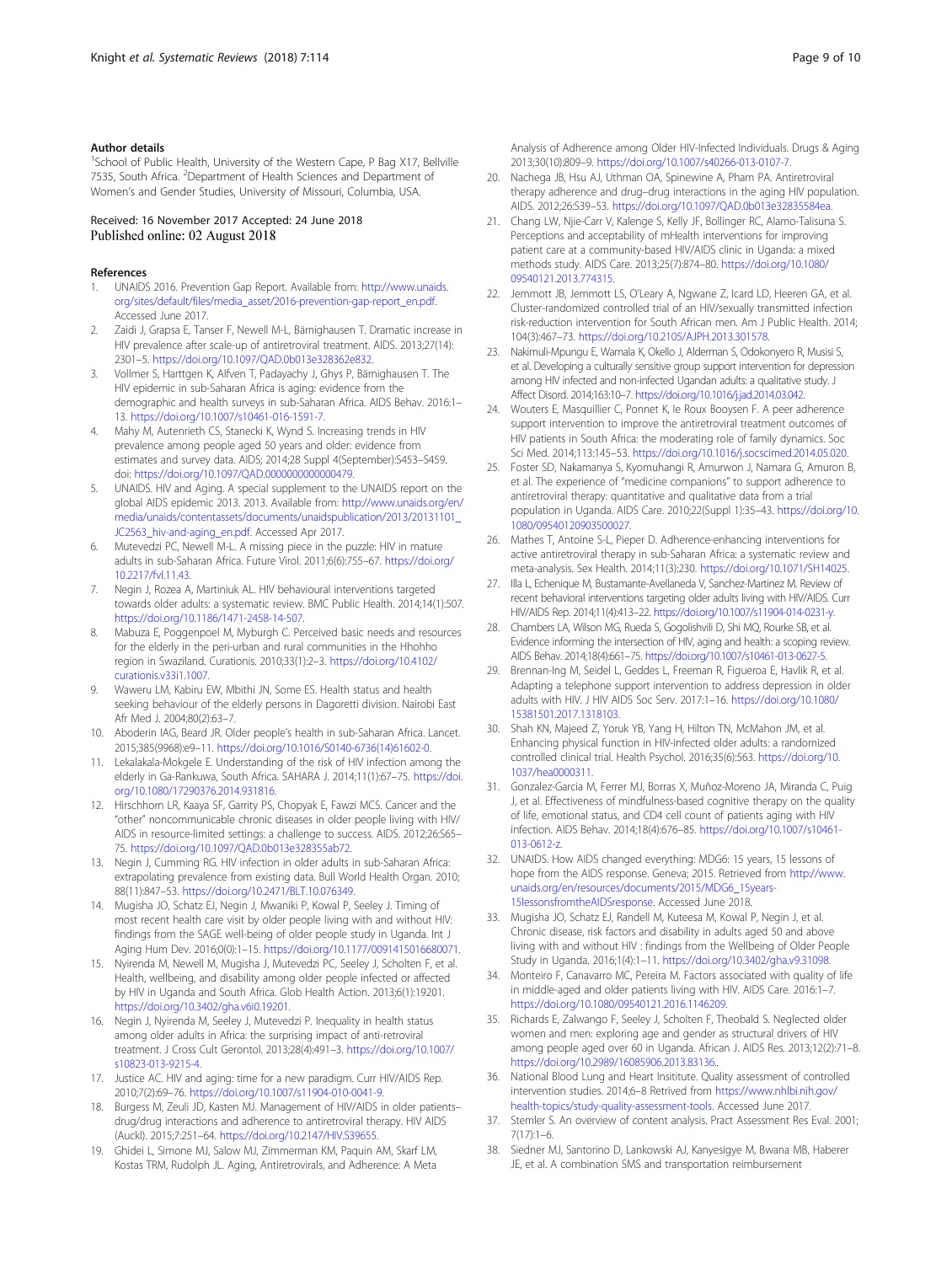## Author details

[1]School of Public Health, University of the Western Cape, P Bag X17, Bellville 7535, South Africa. [2]Department of Health Sciences and Department of Women's and Gender Studies, University of Missouri, Columbia, USA.

Received: 16 November 2017 Accepted: 24 June 2018
Published online: 02 August 2018

## References

1. UNAIDS 2016. Prevention Gap Report. Available from: http://www.unaids.org/sites/default/files/media_asset/2016-prevention-gap-report_en.pdf. Accessed June 2017.
2. Zaidi J, Grapsa E, Tanser F, Newell M-L, Bärnighausen T. Dramatic increase in HIV prevalence after scale-up of antiretroviral treatment. AIDS. 2013;27(14):2301–5. https://doi.org/10.1097/QAD.0b013e328362e832.
3. Vollmer S, Harttgen K, Alfven T, Padayachy J, Ghys P, Bärnighausen T. The HIV epidemic in sub-Saharan Africa is aging: evidence from the demographic and health surveys in sub-Saharan Africa. AIDS Behav. 2016:1–13. https://doi.org/10.1007/s10461-016-1591-7.
4. Mahy M, Autenrieth CS, Stanecki K, Wynd S. Increasing trends in HIV prevalence among people aged 50 years and older: evidence from estimates and survey data. AIDS; 2014;28 Suppl 4(September):S453–S459. doi: https://doi.org/10.1097/QAD.0000000000000479.
5. UNAIDS. HIV and Aging. A special supplement to the UNAIDS report on the global AIDS epidemic 2013. 2013. Available from: http://www.unaids.org/en/media/unaids/contentassets/documents/unaidspublication/2013/20131101_JC2563_hiv-and-aging_en.pdf. Accessed Apr 2017.
6. Mutevedzi PC, Newell M-L. A missing piece in the puzzle: HIV in mature adults in sub-Saharan Africa. Future Virol. 2011;6(6):755–67. https://doi.org/10.2217/fvl.11.43.
7. Negin J, Rozea A, Martiniuk AL. HIV behavioural interventions targeted towards older adults: a systematic review. BMC Public Health. 2014;14(1):507. https://doi.org/10.1186/1471-2458-14-507.
8. Mabuza E, Poggenpoel M, Myburgh C. Perceived basic needs and resources for the elderly in the peri-urban and rural communities in the Hhohho region in Swaziland. Curationis. 2010;33(1):2–3. https://doi.org/10.4102/curationis.v33i1.1007.
9. Waweru LM, Kabiru EW, Mbithi JN, Some ES. Health status and health seeking behaviour of the elderly persons in Dagoretti division. Nairobi East Afr Med J. 2004;80(2):63–7.
10. Aboderin IAG, Beard JR. Older people's health in sub-Saharan Africa. Lancet. 2015;385(9968):e9–11. https://doi.org/10.1016/S0140-6736(14)61602-0.
11. Lekalakala-Mokgele E. Understanding of the risk of HIV infection among the elderly in Ga-Rankuwa, South Africa. SAHARA J. 2014;11(1):67–75. https://doi.org/10.1080/17290376.2014.931816.
12. Hirschhorn LR, Kaaya SF, Garrity PS, Chopyak E, Fawzi MCS. Cancer and the "other" noncommunicable chronic diseases in older people living with HIV/AIDS in resource-limited settings: a challenge to success. AIDS. 2012;26:S65–75. https://doi.org/10.1097/QAD.0b013e328355ab72.
13. Negin J, Cumming RG. HIV infection in older adults in sub-Saharan Africa: extrapolating prevalence from existing data. Bull World Health Organ. 2010;88(11):847–53. https://doi.org/10.2471/BLT.10.076349.
14. Mugisha JO, Schatz EJ, Negin J, Mwaniki P, Kowal P, Seeley J. Timing of most recent health care visit by older people living with and without HIV: findings from the SAGE well-being of older people study in Uganda. Int J Aging Hum Dev. 2016;0(0):1–15. https://doi.org/10.1177/0091415016680071.
15. Nyirenda M, Newell M, Mugisha J, Mutevedzi PC, Seeley J, Scholten F, et al. Health, wellbeing, and disability among older people infected or affected by HIV in Uganda and South Africa. Glob Health Action. 2013;6(1):19201. https://doi.org/10.3402/gha.v6i0.19201.
16. Negin J, Nyirenda M, Seeley J, Mutevedzi P. Inequality in health status among older adults in Africa: the surprising impact of anti-retroviral treatment. J Cross Cult Gerontol. 2013;28(4):491–3. https://doi.org/10.1007/s10823-013-9215-4.
17. Justice AC. HIV and aging: time for a new paradigm. Curr HIV/AIDS Rep. 2010;7(2):69–76. https://doi.org/10.1007/s11904-010-0041-9.
18. Burgess M, Zeuli JD, Kasten MJ. Management of HIV/AIDS in older patients–drug/drug interactions and adherence to antiretroviral therapy. HIV AIDS (Auckl). 2015;7:251–64. https://doi.org/10.2147/HIV.S39655.
19. Ghidei L, Simone MJ, Salow MJ, Zimmerman KM, Paquin AM, Skarf LM, Kostas TRM, Rudolph JL. Aging, Antiretrovirals, and Adherence: A Meta Analysis of Adherence among Older HIV-Infected Individuals. Drugs & Aging 2013;30(10):809–9. https://doi.org/10.1007/s40266-013-0107-7.
20. Nachega JB, Hsu AJ, Uthman OA, Spinewine A, Pham PA. Antiretroviral therapy adherence and drug–drug interactions in the aging HIV population. AIDS. 2012;26:S39–53. https://doi.org/10.1097/QAD.0b013e32835584ea.
21. Chang LW, Njie-Carr V, Kalenge S, Kelly JF, Bollinger RC, Alamo-Talisuna S. Perceptions and acceptability of mHealth interventions for improving patient care at a community-based HIV/AIDS clinic in Uganda: a mixed methods study. AIDS Care. 2013;25(7):874–80. https://doi.org/10.1080/09540121.2013.774315.
22. Jemmott JB, Jemmott LS, O'Leary A, Ngwane Z, Icard LD, Heeren GA, et al. Cluster-randomized controlled trial of an HIV/sexually transmitted infection risk-reduction intervention for South African men. Am J Public Health. 2014;104(3):467–73. https://doi.org/10.2105/AJPH.2013.301578.
23. Nakimuli-Mpungu E, Wamala K, Okello J, Alderman S, Odokonyero R, Musisi S, et al. Developing a culturally sensitive group support intervention for depression among HIV infected and non-infected Ugandan adults: a qualitative study. J Affect Disord. 2014;163:10–7. https://doi.org/10.1016/j.jad.2014.03.042.
24. Wouters E, Masquillier C, Ponnet K, le Roux Booysen F. A peer adherence support intervention to improve the antiretroviral treatment outcomes of HIV patients in South Africa: the moderating role of family dynamics. Soc Sci Med. 2014;113:145–53. https://doi.org/10.1016/j.socscimed.2014.05.020.
25. Foster SD, Nakamanya S, Kyomuhangi R, Amurwon J, Namara G, Amuron B, et al. The experience of "medicine companions" to support adherence to antiretroviral therapy: quantitative and qualitative data from a trial population in Uganda. AIDS Care. 2010;22(Suppl 1):35–43. https://doi.org/10.1080/09540120903500027.
26. Mathes T, Antoine S-L, Pieper D. Adherence-enhancing interventions for active antiretroviral therapy in sub-Saharan Africa: a systematic review and meta-analysis. Sex Health. 2014;11(3):230. https://doi.org/10.1071/SH14025.
27. Illa L, Echenique M, Bustamante-Avellaneda V, Sanchez-Martinez M. Review of recent behavioral interventions targeting older adults living with HIV/AIDS. Curr HIV/AIDS Rep. 2014;11(4):413–22. https://doi.org/10.1007/s11904-014-0231-y.
28. Chambers LA, Wilson MG, Rueda S, Gogolishvili D, Shi MQ, Rourke SB, et al. Evidence informing the intersection of HIV, aging and health: a scoping review. AIDS Behav. 2014;18(4):661–75. https://doi.org/10.1007/s10461-013-0627-5.
29. Brennan-Ing M, Seidel L, Geddes L, Freeman R, Figueroa E, Havlik R, et al. Adapting a telephone support intervention to address depression in older adults with HIV. J HIV AIDS Soc Serv. 2017:1–16. https://doi.org/10.1080/15381501.2017.1318103.
30. Shah KN, Majeed Z, Yoruk YB, Yang H, Hilton TN, McMahon JM, et al. Enhancing physical function in HIV-infected older adults: a randomized controlled clinical trial. Health Psychol. 2016;35(6):563. https://doi.org/10.1037/hea0000311.
31. Gonzalez-Garcia M, Ferrer MJ, Borras X, Muñoz-Moreno JA, Miranda C, Puig J, et al. Effectiveness of mindfulness-based cognitive therapy on the quality of life, emotional status, and CD4 cell count of patients aging with HIV infection. AIDS Behav. 2014;18(4):676–85. https://doi.org/10.1007/s10461-013-0612-z.
32. UNAIDS. How AIDS changed everything: MDG6: 15 years, 15 lessons of hope from the AIDS response. Geneva; 2015. Retrieved from http://www.unaids.org/en/resources/documents/2015/MDG6_15years-15lessonsfromtheAIDSresponse. Accessed June 2018.
33. Mugisha JO, Schatz EJ, Randell M, Kuteesa M, Kowal P, Negin J, et al. Chronic disease, risk factors and disability in adults aged 50 and above living with and without HIV : findings from the Wellbeing of Older People Study in Uganda. 2016;1(4):1–11. https://doi.org/10.3402/gha.v9.31098.
34. Monteiro F, Canavarro MC, Pereira M. Factors associated with quality of life in middle-aged and older patients living with HIV. AIDS Care. 2016:1–7. https://doi.org/10.1080/09540121.2016.1146209.
35. Richards E, Zalwango F, Seeley J, Scholten F, Theobald S. Neglected older women and men: exploring age and gender as structural drivers of HIV among people aged over 60 in Uganda. African J. AIDS Res. 2013;12(2):71–8. https://doi.org/10.2989/16085906.2013.83136..
36. National Blood Lung and Heart Insititute. Quality assessment of controlled intervention studies. 2014;6–8 Retrived from https://www.nhlbi.nih.gov/health-topics/study-quality-assessment-tools. Accessed June 2017.
37. Stemler S. An overview of content analysis. Pract Assessment Res Eval. 2001;7(17):1–6.
38. Siedner MJ, Santorino D, Lankowski AJ, Kanyesigye M, Bwana MB, Haberer JE, et al. A combination SMS and transportation reimbursement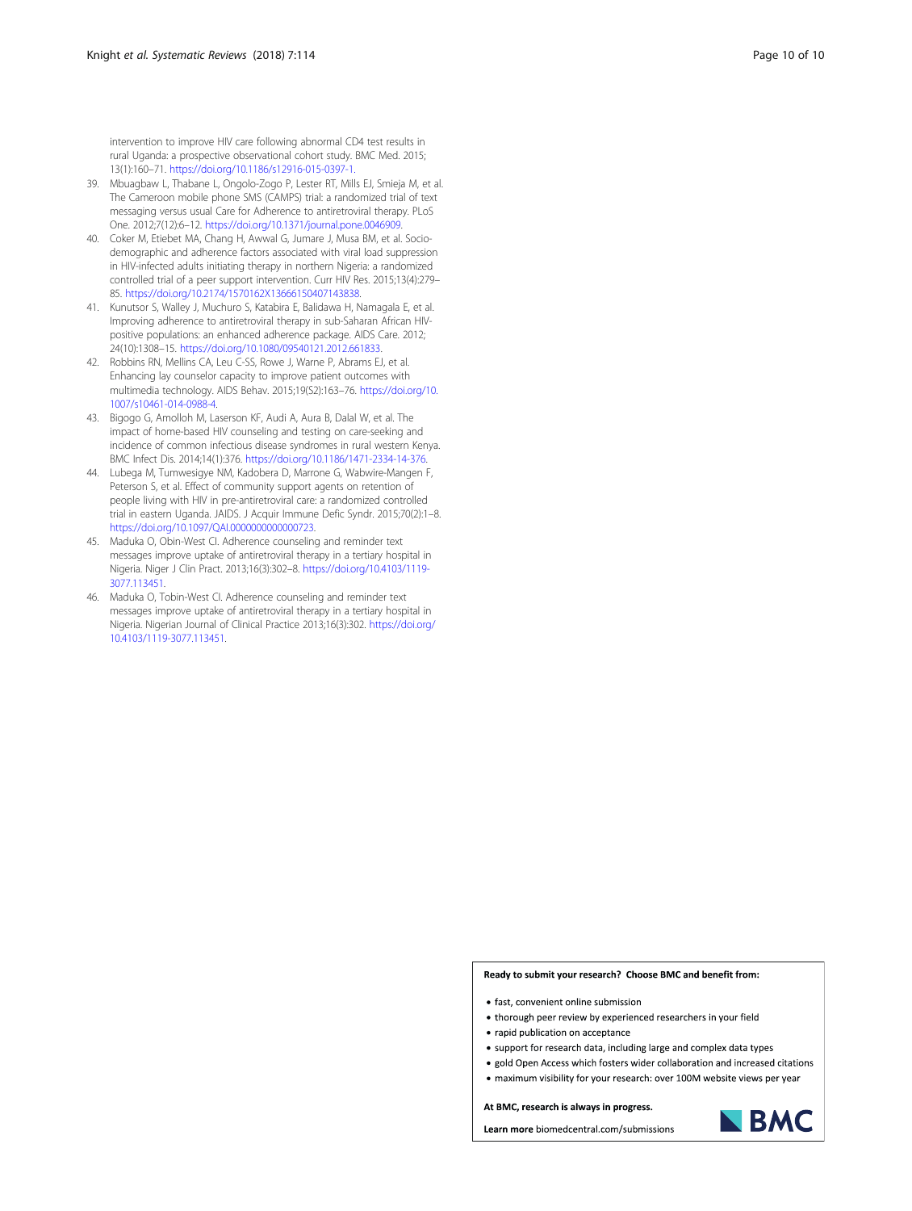intervention to improve HIV care following abnormal CD4 test results in rural Uganda: a prospective observational cohort study. BMC Med. 2015; 13(1):160–71. https://doi.org/10.1186/s12916-015-0397-1.

39. Mbuagbaw L, Thabane L, Ongolo-Zogo P, Lester RT, Mills EJ, Smieja M, et al. The Cameroon mobile phone SMS (CAMPS) trial: a randomized trial of text messaging versus usual Care for Adherence to antiretroviral therapy. PLoS One. 2012;7(12):6–12. https://doi.org/10.1371/journal.pone.0046909.
40. Coker M, Etiebet MA, Chang H, Awwal G, Jumare J, Musa BM, et al. Socio-demographic and adherence factors associated with viral load suppression in HIV-infected adults initiating therapy in northern Nigeria: a randomized controlled trial of a peer support intervention. Curr HIV Res. 2015;13(4):279–85. https://doi.org/10.2174/1570162X13666150407143838.
41. Kunutsor S, Walley J, Muchuro S, Katabira E, Balidawa H, Namagala E, et al. Improving adherence to antiretroviral therapy in sub-Saharan African HIV-positive populations: an enhanced adherence package. AIDS Care. 2012; 24(10):1308–15. https://doi.org/10.1080/09540121.2012.661833.
42. Robbins RN, Mellins CA, Leu C-SS, Rowe J, Warne P, Abrams EJ, et al. Enhancing lay counselor capacity to improve patient outcomes with multimedia technology. AIDS Behav. 2015;19(S2):163–76. https://doi.org/10.1007/s10461-014-0988-4.
43. Bigogo G, Amolloh M, Laserson KF, Audi A, Aura B, Dalal W, et al. The impact of home-based HIV counseling and testing on care-seeking and incidence of common infectious disease syndromes in rural western Kenya. BMC Infect Dis. 2014;14(1):376. https://doi.org/10.1186/1471-2334-14-376.
44. Lubega M, Tumwesigye NM, Kadobera D, Marrone G, Wabwire-Mangen F, Peterson S, et al. Effect of community support agents on retention of people living with HIV in pre-antiretroviral care: a randomized controlled trial in eastern Uganda. JAIDS. J Acquir Immune Defic Syndr. 2015;70(2):1–8. https://doi.org/10.1097/QAI.0000000000000723.
45. Maduka O, Obin-West CI. Adherence counseling and reminder text messages improve uptake of antiretroviral therapy in a tertiary hospital in Nigeria. Niger J Clin Pract. 2013;16(3):302–8. https://doi.org/10.4103/1119-3077.113451.
46. Maduka O, Tobin-West CI. Adherence counseling and reminder text messages improve uptake of antiretroviral therapy in a tertiary hospital in Nigeria. Nigerian Journal of Clinical Practice 2013;16(3):302. https://doi.org/10.4103/1119-3077.113451.